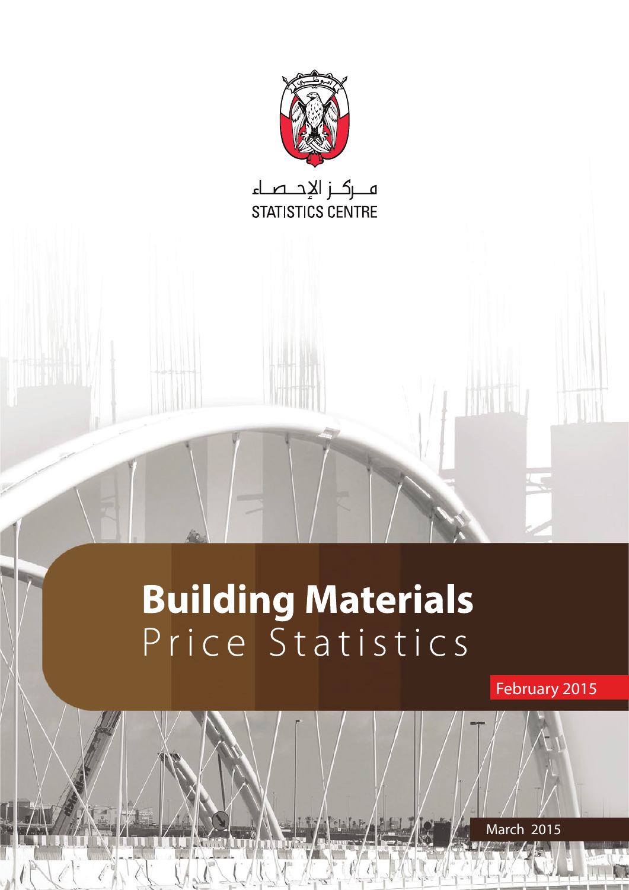مــركــز الإحــصــاء

STATISTICS CENTRE

# Building Materials
## Price Statistics

February 2015

March 2015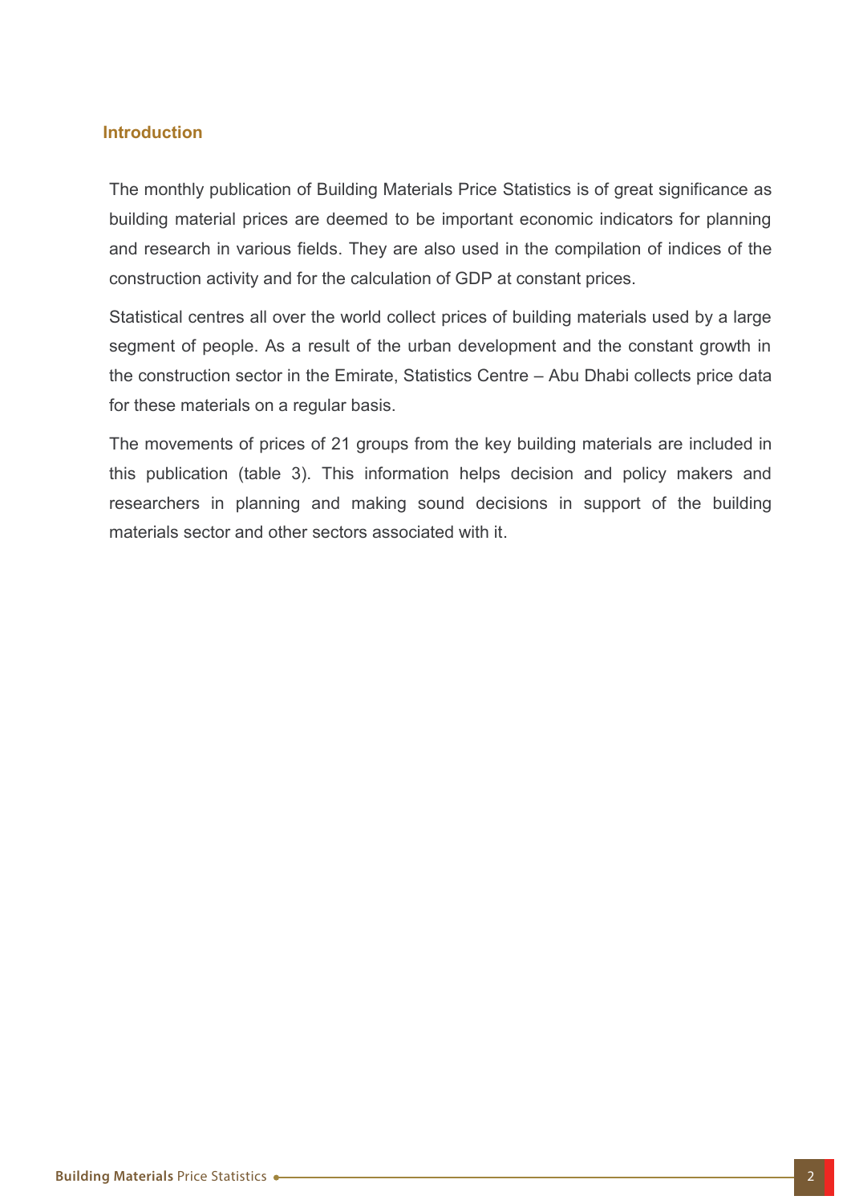## Introduction

The monthly publication of Building Materials Price Statistics is of great significance as building material prices are deemed to be important economic indicators for planning and research in various fields. They are also used in the compilation of indices of the construction activity and for the calculation of GDP at constant prices.

Statistical centres all over the world collect prices of building materials used by a large segment of people. As a result of the urban development and the constant growth in the construction sector in the Emirate, Statistics Centre – Abu Dhabi collects price data for these materials on a regular basis.

The movements of prices of 21 groups from the key building materials are included in this publication (table 3). This information helps decision and policy makers and researchers in planning and making sound decisions in support of the building materials sector and other sectors associated with it.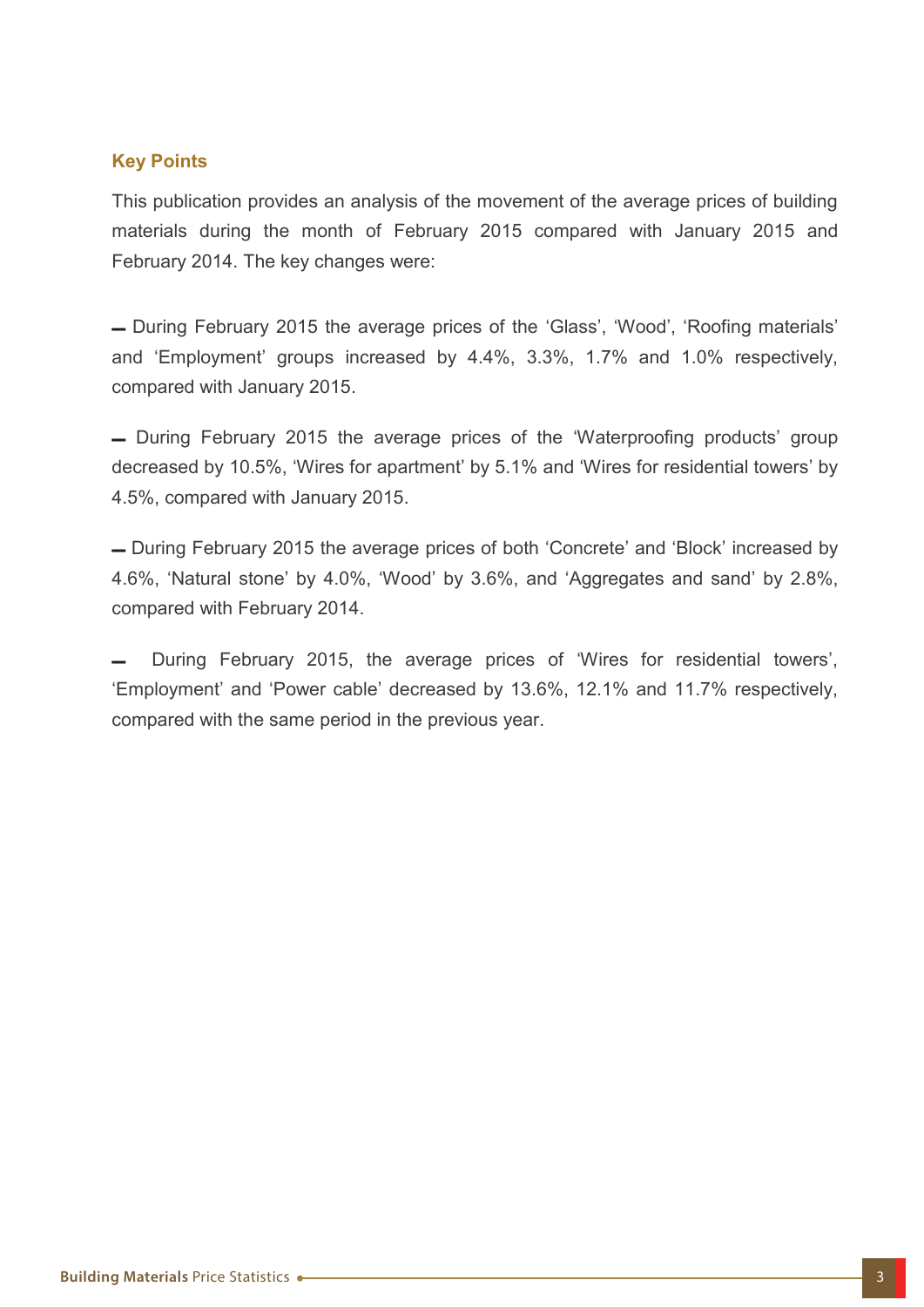## Key Points

This publication provides an analysis of the movement of the average prices of building materials during the month of February 2015 compared with January 2015 and February 2014. The key changes were:

- During February 2015 the average prices of the 'Glass', 'Wood', 'Roofing materials' and 'Employment' groups increased by 4.4%, 3.3%, 1.7% and 1.0% respectively, compared with January 2015.

- During February 2015 the average prices of the 'Waterproofing products' group decreased by 10.5%, 'Wires for apartment' by 5.1% and 'Wires for residential towers' by 4.5%, compared with January 2015.

- During February 2015 the average prices of both 'Concrete' and 'Block' increased by 4.6%, 'Natural stone' by 4.0%, 'Wood' by 3.6%, and 'Aggregates and sand' by 2.8%, compared with February 2014.

- During February 2015, the average prices of 'Wires for residential towers', 'Employment' and 'Power cable' decreased by 13.6%, 12.1% and 11.7% respectively, compared with the same period in the previous year.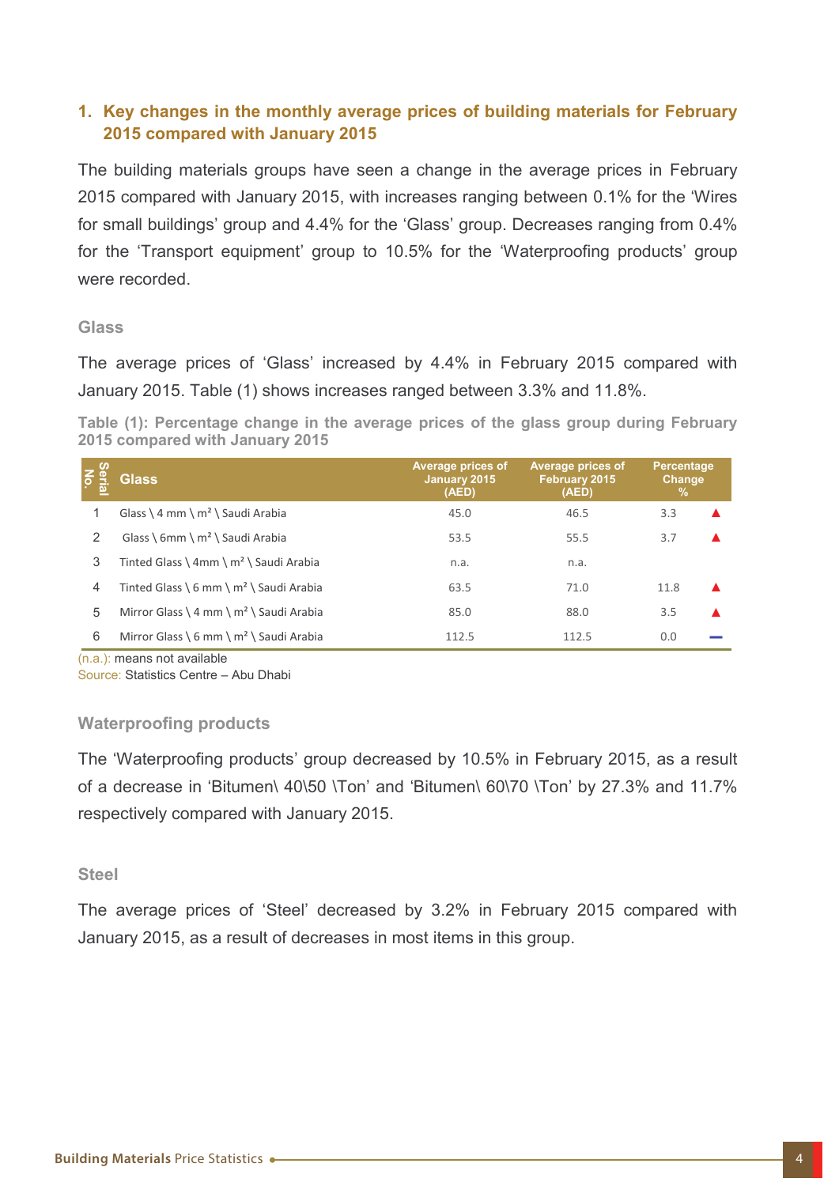## 1. Key changes in the monthly average prices of building materials for February 2015 compared with January 2015

The building materials groups have seen a change in the average prices in February 2015 compared with January 2015, with increases ranging between 0.1% for the 'Wires for small buildings' group and 4.4% for the 'Glass' group. Decreases ranging from 0.4% for the 'Transport equipment' group to 10.5% for the 'Waterproofing products' group were recorded.

### Glass

The average prices of 'Glass' increased by 4.4% in February 2015 compared with January 2015. Table (1) shows increases ranged between 3.3% and 11.8%.

**Table (1): Percentage change in the average prices of the glass group during February 2015 compared with January 2015**

| Serial No. | Glass | Average prices of January 2015 (AED) | Average prices of February 2015 (AED) | Percentage Change % | |
|---|---|---|---|---|---|
| 1 | Glass \ 4 mm \ m² \ Saudi Arabia | 45.0 | 46.5 | 3.3 | ▲ |
| 2 | Glass \ 6mm \ m² \ Saudi Arabia | 53.5 | 55.5 | 3.7 | ▲ |
| 3 | Tinted Glass \ 4mm \ m² \ Saudi Arabia | n.a. | n.a. | | |
| 4 | Tinted Glass \ 6 mm \ m² \ Saudi Arabia | 63.5 | 71.0 | 11.8 | ▲ |
| 5 | Mirror Glass \ 4 mm \ m² \ Saudi Arabia | 85.0 | 88.0 | 3.5 | ▲ |
| 6 | Mirror Glass \ 6 mm \ m² \ Saudi Arabia | 112.5 | 112.5 | 0.0 | — |

(n.a.): means not available

Source: Statistics Centre – Abu Dhabi

### Waterproofing products

The 'Waterproofing products' group decreased by 10.5% in February 2015, as a result of a decrease in 'Bitumen\ 40\50 \Ton' and 'Bitumen\ 60\70 \Ton' by 27.3% and 11.7% respectively compared with January 2015.

### Steel

The average prices of 'Steel' decreased by 3.2% in February 2015 compared with January 2015, as a result of decreases in most items in this group.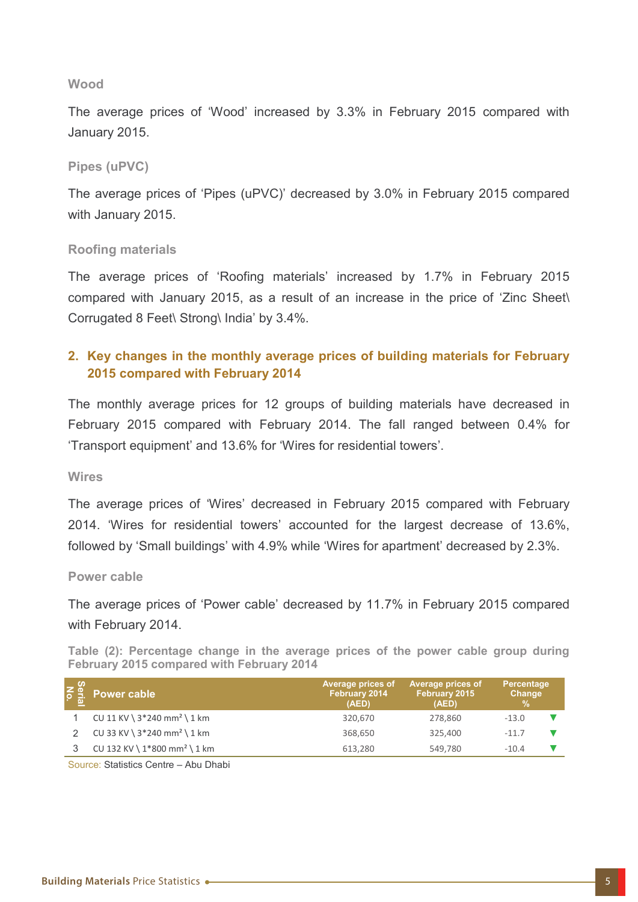### Wood

The average prices of 'Wood' increased by 3.3% in February 2015 compared with January 2015.

### Pipes (uPVC)

The average prices of 'Pipes (uPVC)' decreased by 3.0% in February 2015 compared with January 2015.

### Roofing materials

The average prices of 'Roofing materials' increased by 1.7% in February 2015 compared with January 2015, as a result of an increase in the price of 'Zinc Sheet\ Corrugated 8 Feet\ Strong\ India' by 3.4%.

## 2. Key changes in the monthly average prices of building materials for February 2015 compared with February 2014

The monthly average prices for 12 groups of building materials have decreased in February 2015 compared with February 2014. The fall ranged between 0.4% for 'Transport equipment' and 13.6% for 'Wires for residential towers'.

### Wires

The average prices of 'Wires' decreased in February 2015 compared with February 2014. 'Wires for residential towers' accounted for the largest decrease of 13.6%, followed by 'Small buildings' with 4.9% while 'Wires for apartment' decreased by 2.3%.

### Power cable

The average prices of 'Power cable' decreased by 11.7% in February 2015 compared with February 2014.

**Table (2): Percentage change in the average prices of the power cable group during February 2015 compared with February 2014**

| Serial No. | Power cable | Average prices of February 2014 (AED) | Average prices of February 2015 (AED) | Percentage Change % |
|---|---|---|---|---|
| 1 | CU 11 KV \ 3*240 mm² \ 1 km | 320,670 | 278,860 | -13.0 ▼ |
| 2 | CU 33 KV \ 3*240 mm² \ 1 km | 368,650 | 325,400 | -11.7 ▼ |
| 3 | CU 132 KV \ 1*800 mm² \ 1 km | 613,280 | 549,780 | -10.4 ▼ |

Source: Statistics Centre – Abu Dhabi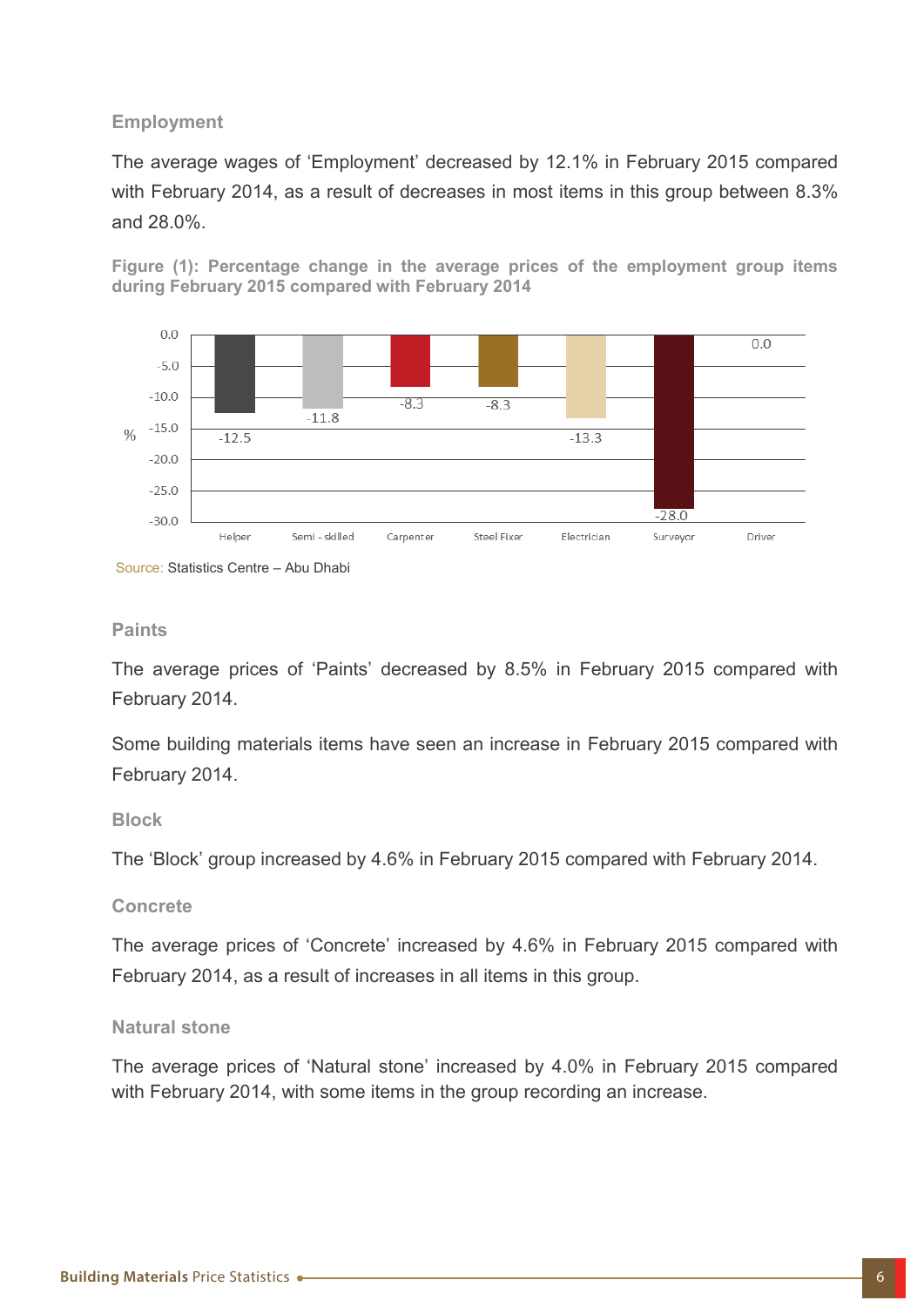## Employment

The average wages of 'Employment' decreased by 12.1% in February 2015 compared with February 2014, as a result of decreases in most items in this group between 8.3% and 28.0%.

**Figure (1): Percentage change in the average prices of the employment group items during February 2015 compared with February 2014**

| Item | % |
|---|---|
| Helper | -12.5 |
| Semi - skilled | -11.8 |
| Carpenter | -8.3 |
| Steel Fixer | -8.3 |
| Electrician | -13.3 |
| Surveyor | -28.0 |
| Driver | 0.0 |

Source: Statistics Centre – Abu Dhabi

## Paints

The average prices of 'Paints' decreased by 8.5% in February 2015 compared with February 2014.

Some building materials items have seen an increase in February 2015 compared with February 2014.

## Block

The 'Block' group increased by 4.6% in February 2015 compared with February 2014.

## Concrete

The average prices of 'Concrete' increased by 4.6% in February 2015 compared with February 2014, as a result of increases in all items in this group.

## Natural stone

The average prices of 'Natural stone' increased by 4.0% in February 2015 compared with February 2014, with some items in the group recording an increase.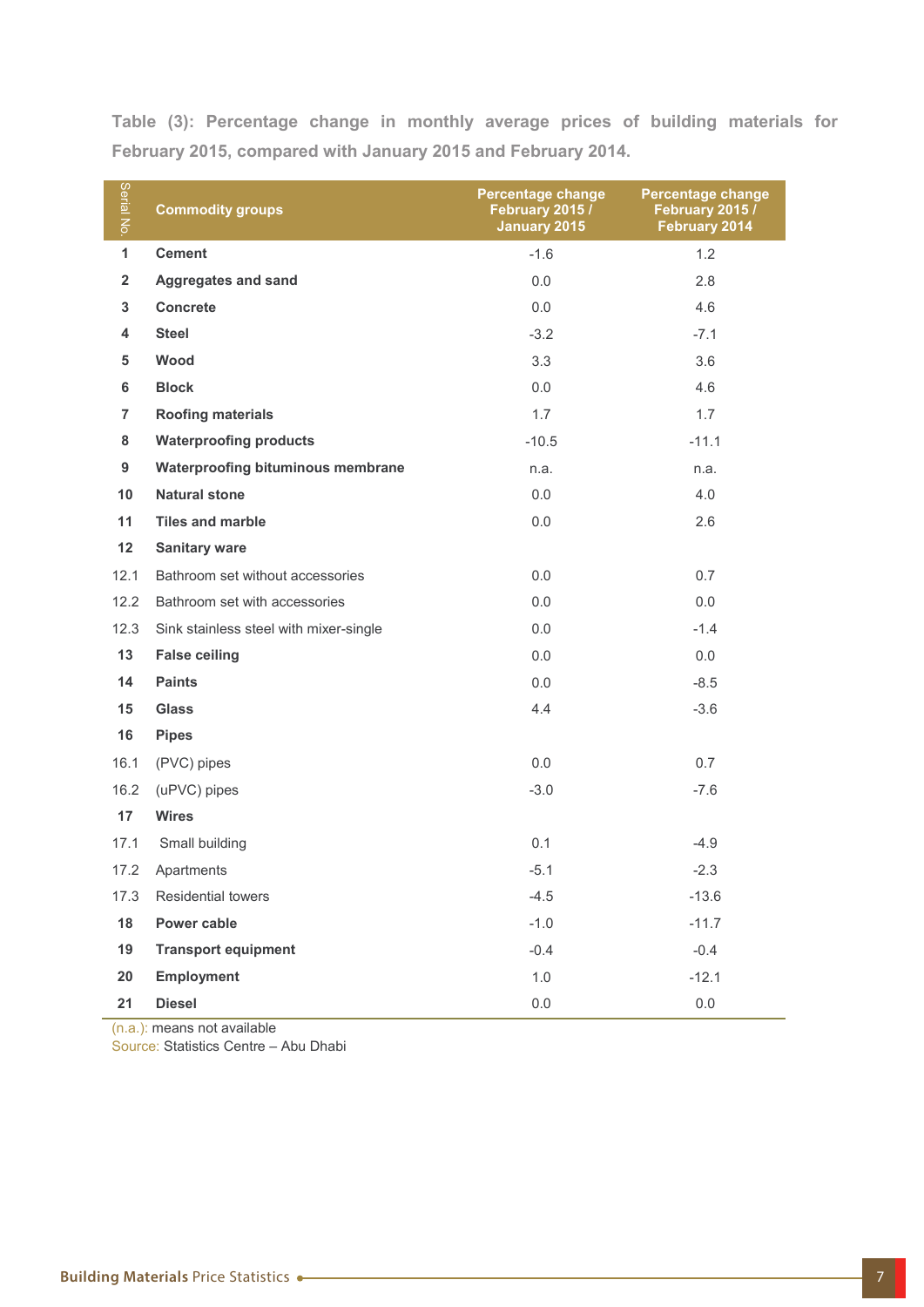**Table (3): Percentage change in monthly average prices of building materials for February 2015, compared with January 2015 and February 2014.**

| Serial No. | Commodity groups | Percentage change February 2015 / January 2015 | Percentage change February 2015 / February 2014 |
|---|---|---|---|
| 1 | **Cement** | -1.6 | 1.2 |
| 2 | **Aggregates and sand** | 0.0 | 2.8 |
| 3 | **Concrete** | 0.0 | 4.6 |
| 4 | **Steel** | -3.2 | -7.1 |
| 5 | **Wood** | 3.3 | 3.6 |
| 6 | **Block** | 0.0 | 4.6 |
| 7 | **Roofing materials** | 1.7 | 1.7 |
| 8 | **Waterproofing products** | -10.5 | -11.1 |
| 9 | **Waterproofing bituminous membrane** | n.a. | n.a. |
| 10 | **Natural stone** | 0.0 | 4.0 |
| 11 | **Tiles and marble** | 0.0 | 2.6 |
| 12 | **Sanitary ware** | | |
| 12.1 | Bathroom set without accessories | 0.0 | 0.7 |
| 12.2 | Bathroom set with accessories | 0.0 | 0.0 |
| 12.3 | Sink stainless steel with mixer-single | 0.0 | -1.4 |
| 13 | **False ceiling** | 0.0 | 0.0 |
| 14 | **Paints** | 0.0 | -8.5 |
| 15 | **Glass** | 4.4 | -3.6 |
| 16 | **Pipes** | | |
| 16.1 | (PVC) pipes | 0.0 | 0.7 |
| 16.2 | (uPVC) pipes | -3.0 | -7.6 |
| 17 | **Wires** | | |
| 17.1 | Small building | 0.1 | -4.9 |
| 17.2 | Apartments | -5.1 | -2.3 |
| 17.3 | Residential towers | -4.5 | -13.6 |
| 18 | **Power cable** | -1.0 | -11.7 |
| 19 | **Transport equipment** | -0.4 | -0.4 |
| 20 | **Employment** | 1.0 | -12.1 |
| 21 | **Diesel** | 0.0 | 0.0 |

(n.a.): means not available

Source: Statistics Centre – Abu Dhabi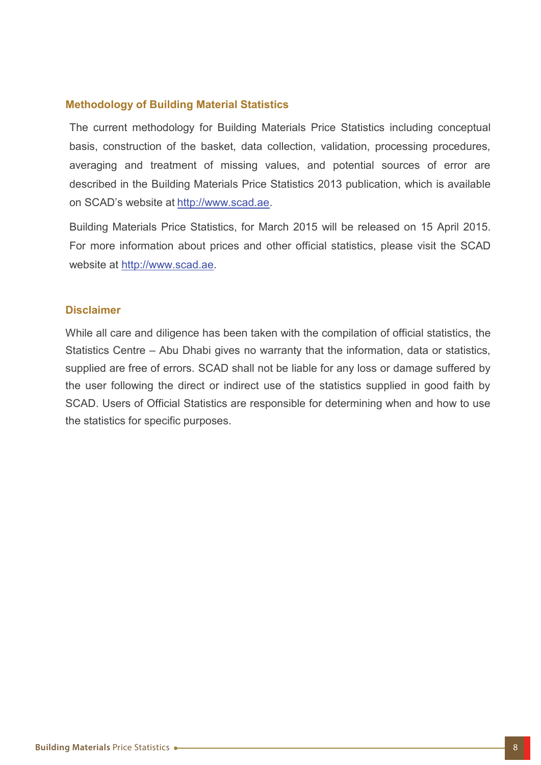## Methodology of Building Material Statistics

The current methodology for Building Materials Price Statistics including conceptual basis, construction of the basket, data collection, validation, processing procedures, averaging and treatment of missing values, and potential sources of error are described in the Building Materials Price Statistics 2013 publication, which is available on SCAD's website at http://www.scad.ae.

Building Materials Price Statistics, for March 2015 will be released on 15 April 2015. For more information about prices and other official statistics, please visit the SCAD website at http://www.scad.ae.

## Disclaimer

While all care and diligence has been taken with the compilation of official statistics, the Statistics Centre – Abu Dhabi gives no warranty that the information, data or statistics, supplied are free of errors. SCAD shall not be liable for any loss or damage suffered by the user following the direct or indirect use of the statistics supplied in good faith by SCAD. Users of Official Statistics are responsible for determining when and how to use the statistics for specific purposes.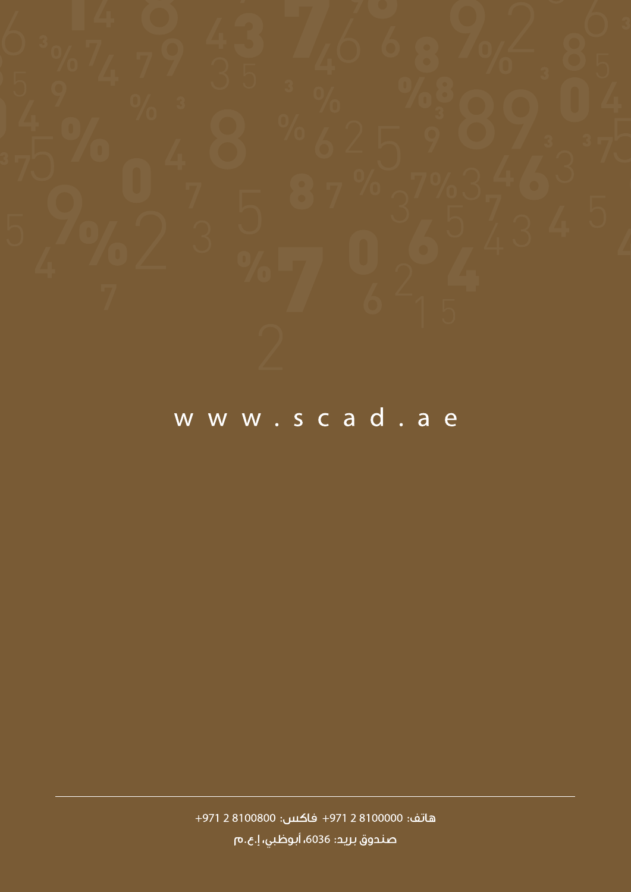w w w . s c a d . a e

هاتف: 8100000 2 971+ فاكس: 8100800 2 971+

صندوق بريد: 6036، أبوظبي، إ.ع.م